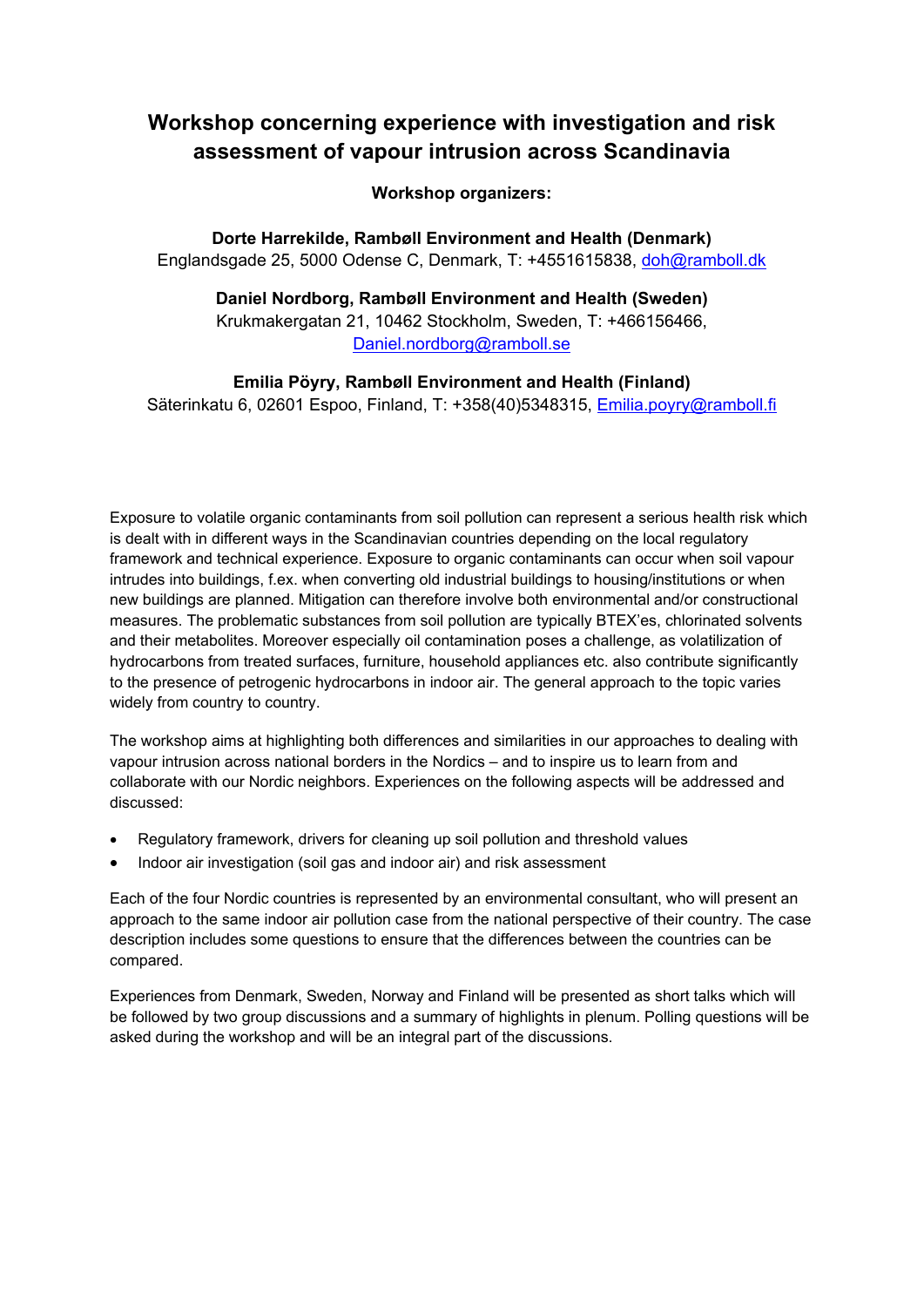# Workshop concerning experience with investigation and risk assessment of vapour intrusion across Scandinavia

**Workshop organizers:**

**Dorte Harrekilde, Rambøll Environment and Health (Denmark)**
Englandsgade 25, 5000 Odense C, Denmark, T: +4551615838, doh@ramboll.dk

**Daniel Nordborg, Rambøll Environment and Health (Sweden)**
Krukmakergatan 21, 10462 Stockholm, Sweden, T: +466156466, Daniel.nordborg@ramboll.se

**Emilia Pöyry, Rambøll Environment and Health (Finland)**
Säterinkatu 6, 02601 Espoo, Finland, T: +358(40)5348315, Emilia.poyry@ramboll.fi

Exposure to volatile organic contaminants from soil pollution can represent a serious health risk which is dealt with in different ways in the Scandinavian countries depending on the local regulatory framework and technical experience. Exposure to organic contaminants can occur when soil vapour intrudes into buildings, f.ex. when converting old industrial buildings to housing/institutions or when new buildings are planned. Mitigation can therefore involve both environmental and/or constructional measures. The problematic substances from soil pollution are typically BTEX'es, chlorinated solvents and their metabolites. Moreover especially oil contamination poses a challenge, as volatilization of hydrocarbons from treated surfaces, furniture, household appliances etc. also contribute significantly to the presence of petrogenic hydrocarbons in indoor air. The general approach to the topic varies widely from country to country.

The workshop aims at highlighting both differences and similarities in our approaches to dealing with vapour intrusion across national borders in the Nordics – and to inspire us to learn from and collaborate with our Nordic neighbors. Experiences on the following aspects will be addressed and discussed:

- Regulatory framework, drivers for cleaning up soil pollution and threshold values
- Indoor air investigation (soil gas and indoor air) and risk assessment

Each of the four Nordic countries is represented by an environmental consultant, who will present an approach to the same indoor air pollution case from the national perspective of their country. The case description includes some questions to ensure that the differences between the countries can be compared.

Experiences from Denmark, Sweden, Norway and Finland will be presented as short talks which will be followed by two group discussions and a summary of highlights in plenum. Polling questions will be asked during the workshop and will be an integral part of the discussions.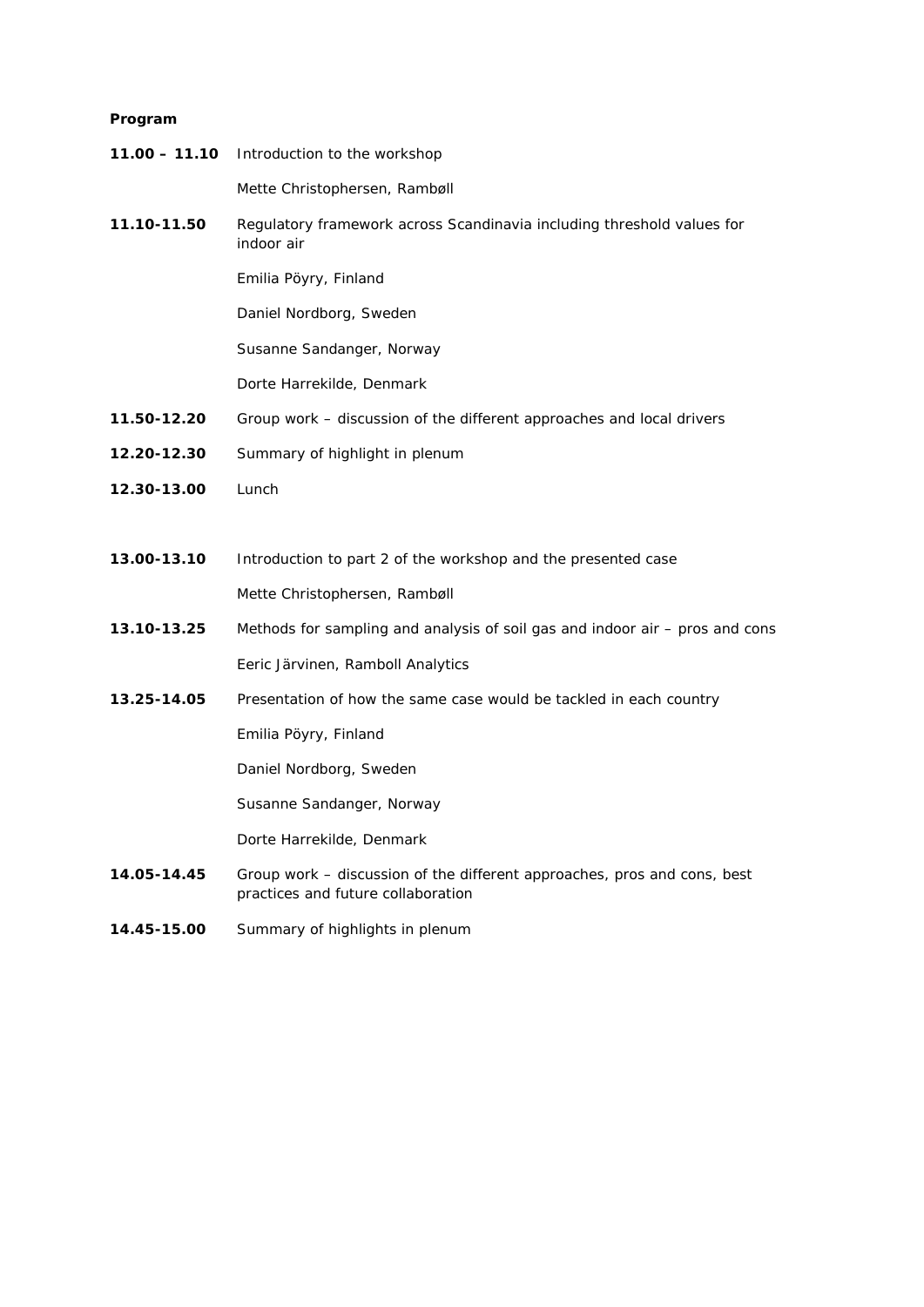**Program**

**11.00 – 11.10** Introduction to the workshop

Mette Christophersen, Rambøll

**11.10-11.50** Regulatory framework across Scandinavia including threshold values for indoor air

Emilia Pöyry, Finland

Daniel Nordborg, Sweden

Susanne Sandanger, Norway

Dorte Harrekilde, Denmark

**11.50-12.20** Group work – discussion of the different approaches and local drivers

**12.20-12.30** Summary of highlight in plenum

**12.30-13.00** Lunch

**13.00-13.10** Introduction to part 2 of the workshop and the presented case

Mette Christophersen, Rambøll

**13.10-13.25** Methods for sampling and analysis of soil gas and indoor air – pros and cons

Eeric Järvinen, Ramboll Analytics

**13.25-14.05** Presentation of how the same case would be tackled in each country

Emilia Pöyry, Finland

Daniel Nordborg, Sweden

Susanne Sandanger, Norway

Dorte Harrekilde, Denmark

**14.05-14.45** Group work – discussion of the different approaches, pros and cons, best practices and future collaboration

**14.45-15.00** Summary of highlights in plenum